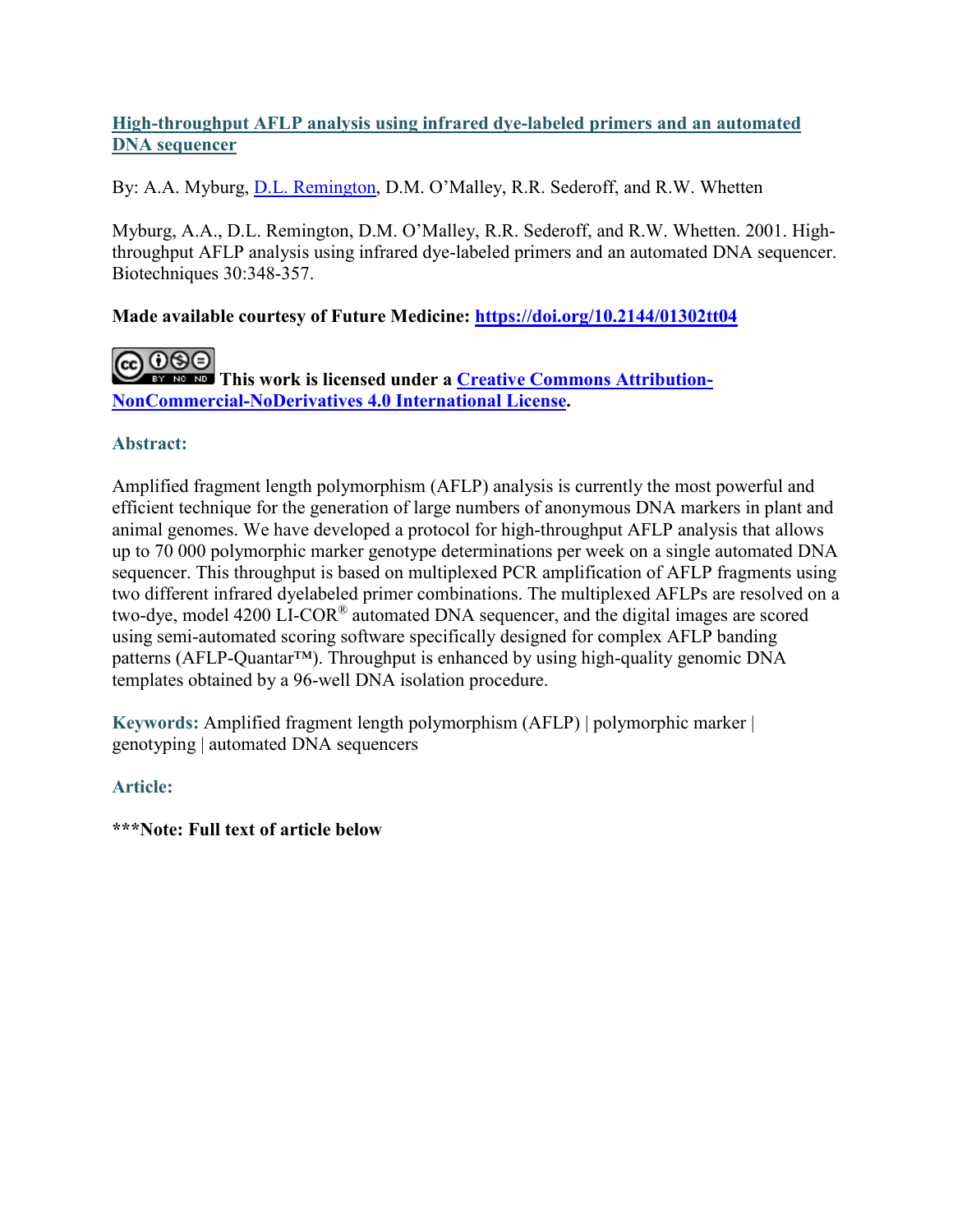# [High-throughput AFLP analysis using infrared dye-labeled primers and an automated DNA sequencer](https://doi.org/10.2144/01302tt04)

By: A.A. Myburg, D.L. Remington, D.M. O'Malley, R.R. Sederoff, and R.W. Whetten

Myburg, A.A., D.L. Remington, D.M. O'Malley, R.R. Sederoff, and R.W. Whetten. 2001. High-throughput AFLP analysis using infrared dye-labeled primers and an automated DNA sequencer. Biotechniques 30:348-357.

**Made available courtesy of Future Medicine: https://doi.org/10.2144/01302tt04**

**This work is licensed under a Creative Commons Attribution-NonCommercial-NoDerivatives 4.0 International License.**

## Abstract:

Amplified fragment length polymorphism (AFLP) analysis is currently the most powerful and efficient technique for the generation of large numbers of anonymous DNA markers in plant and animal genomes. We have developed a protocol for high-throughput AFLP analysis that allows up to 70 000 polymorphic marker genotype determinations per week on a single automated DNA sequencer. This throughput is based on multiplexed PCR amplification of AFLP fragments using two different infrared dyelabeled primer combinations. The multiplexed AFLPs are resolved on a two-dye, model 4200 LI-COR® automated DNA sequencer, and the digital images are scored using semi-automated scoring software specifically designed for complex AFLP banding patterns (AFLP-Quantar™). Throughput is enhanced by using high-quality genomic DNA templates obtained by a 96-well DNA isolation procedure.

**Keywords:** Amplified fragment length polymorphism (AFLP) | polymorphic marker | genotyping | automated DNA sequencers

## Article:

**\*\*\*Note: Full text of article below**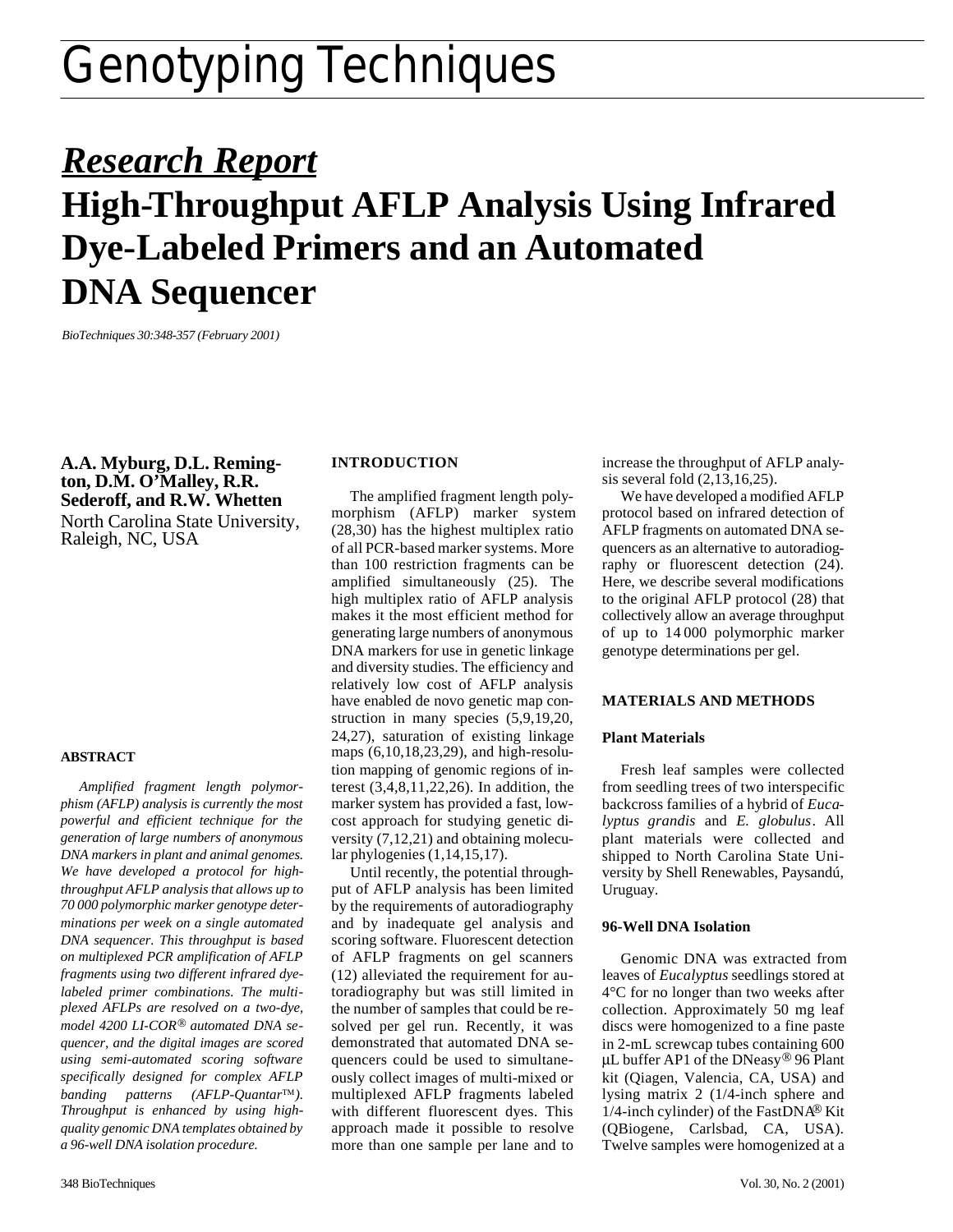# Genotyping Techniques

## *Research Report*

# High-Throughput AFLP Analysis Using Infrared Dye-Labeled Primers and an Automated DNA Sequencer

*BioTechniques 30:348-357 (February 2001)*

**A.A. Myburg, D.L. Remington, D.M. O'Malley, R.R. Sederoff, and R.W. Whetten**
North Carolina State University, Raleigh, NC, USA

### ABSTRACT

*Amplified fragment length polymorphism (AFLP) analysis is currently the most powerful and efficient technique for the generation of large numbers of anonymous DNA markers in plant and animal genomes. We have developed a protocol for high-throughput AFLP analysis that allows up to 70 000 polymorphic marker genotype determinations per week on a single automated DNA sequencer. This throughput is based on multiplexed PCR amplification of AFLP fragments using two different infrared dye-labeled primer combinations. The multiplexed AFLPs are resolved on a two-dye, model 4200 LI-COR® automated DNA sequencer, and the digital images are scored using semi-automated scoring software specifically designed for complex AFLP banding patterns (AFLP-Quantar™). Throughput is enhanced by using high-quality genomic DNA templates obtained by a 96-well DNA isolation procedure.*

### INTRODUCTION

The amplified fragment length polymorphism (AFLP) marker system (28,30) has the highest multiplex ratio of all PCR-based marker systems. More than 100 restriction fragments can be amplified simultaneously (25). The high multiplex ratio of AFLP analysis makes it the most efficient method for generating large numbers of anonymous DNA markers for use in genetic linkage and diversity studies. The efficiency and relatively low cost of AFLP analysis have enabled de novo genetic map construction in many species (5,9,19,20, 24,27), saturation of existing linkage maps (6,10,18,23,29), and high-resolution mapping of genomic regions of interest (3,4,8,11,22,26). In addition, the marker system has provided a fast, low-cost approach for studying genetic diversity (7,12,21) and obtaining molecular phylogenies (1,14,15,17).

Until recently, the potential throughput of AFLP analysis has been limited by the requirements of autoradiography and by inadequate gel analysis and scoring software. Fluorescent detection of AFLP fragments on gel scanners (12) alleviated the requirement for autoradiography but was still limited in the number of samples that could be resolved per gel run. Recently, it was demonstrated that automated DNA sequencers could be used to simultaneously collect images of multi-mixed or multiplexed AFLP fragments labeled with different fluorescent dyes. This approach made it possible to resolve more than one sample per lane and to increase the throughput of AFLP analysis several fold (2,13,16,25).

We have developed a modified AFLP protocol based on infrared detection of AFLP fragments on automated DNA sequencers as an alternative to autoradiography or fluorescent detection (24). Here, we describe several modifications to the original AFLP protocol (28) that collectively allow an average throughput of up to 14 000 polymorphic marker genotype determinations per gel.

### MATERIALS AND METHODS

#### Plant Materials

Fresh leaf samples were collected from seedling trees of two interspecific backcross families of a hybrid of *Eucalyptus grandis* and *E. globulus*. All plant materials were collected and shipped to North Carolina State University by Shell Renewables, Paysandú, Uruguay.

#### 96-Well DNA Isolation

Genomic DNA was extracted from leaves of *Eucalyptus* seedlings stored at 4°C for no longer than two weeks after collection. Approximately 50 mg leaf discs were homogenized to a fine paste in 2-mL screwcap tubes containing 600 µL buffer AP1 of the DNeasy® 96 Plant kit (Qiagen, Valencia, CA, USA) and lysing matrix 2 (1/4-inch sphere and 1/4-inch cylinder) of the FastDNA® Kit (QBiogene, Carlsbad, CA, USA). Twelve samples were homogenized at a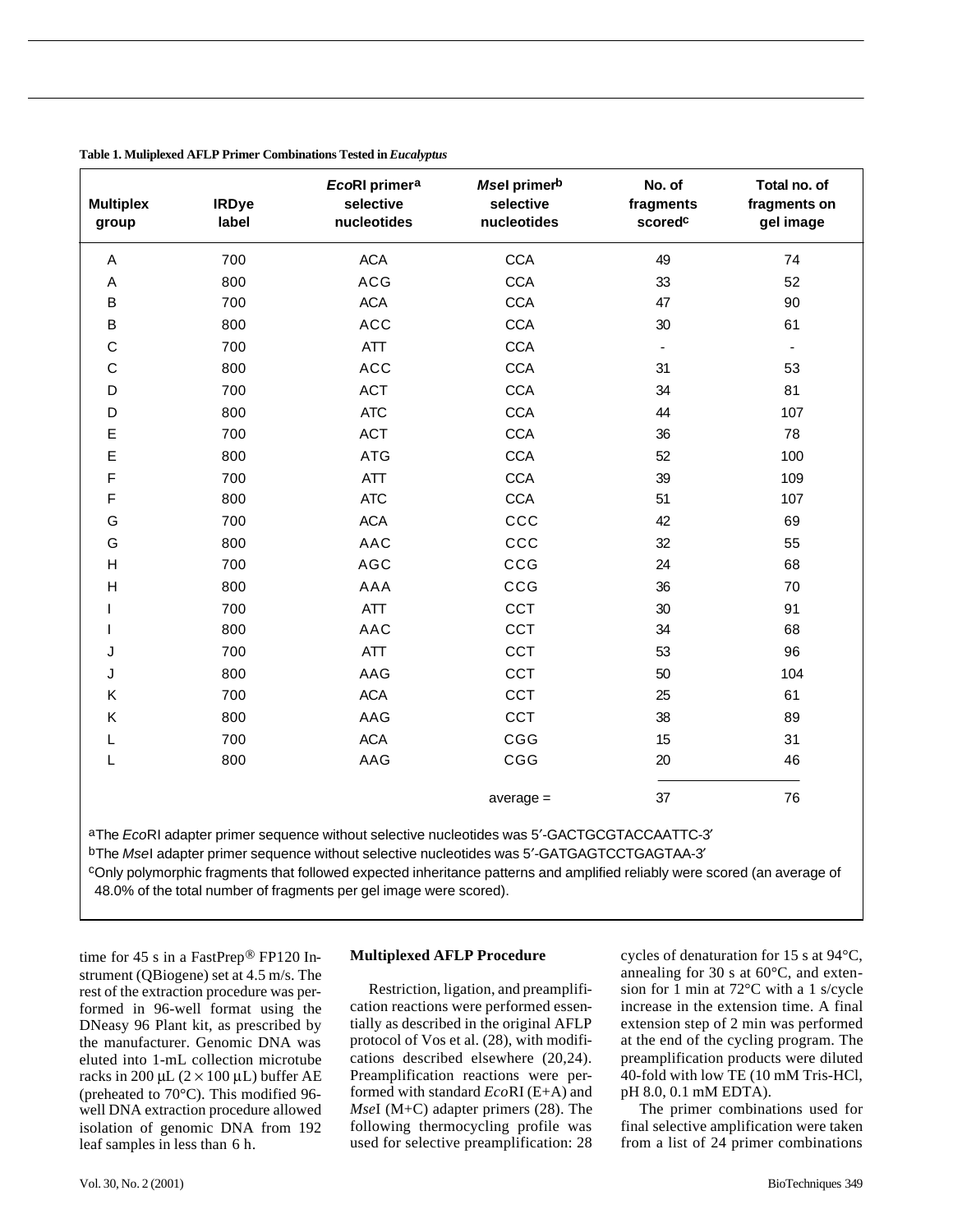**Table 1. Muliplexed AFLP Primer Combinations Tested in *Eucalyptus***

| Multiplex group | IRDye label | *Eco*RI primer[a] selective nucleotides | *Mse*I primer[b] selective nucleotides | No. of fragments scored[c] | Total no. of fragments on gel image |
|---|---|---|---|---|---|
| A | 700 | ACA | CCA | 49 | 74 |
| A | 800 | ACG | CCA | 33 | 52 |
| B | 700 | ACA | CCA | 47 | 90 |
| B | 800 | ACC | CCA | 30 | 61 |
| C | 700 | ATT | CCA | - | - |
| C | 800 | ACC | CCA | 31 | 53 |
| D | 700 | ACT | CCA | 34 | 81 |
| D | 800 | ATC | CCA | 44 | 107 |
| E | 700 | ACT | CCA | 36 | 78 |
| E | 800 | ATG | CCA | 52 | 100 |
| F | 700 | ATT | CCA | 39 | 109 |
| F | 800 | ATC | CCA | 51 | 107 |
| G | 700 | ACA | CCC | 42 | 69 |
| G | 800 | AAC | CCC | 32 | 55 |
| H | 700 | AGC | CCG | 24 | 68 |
| H | 800 | AAA | CCG | 36 | 70 |
| I | 700 | ATT | CCT | 30 | 91 |
| I | 800 | AAC | CCT | 34 | 68 |
| J | 700 | ATT | CCT | 53 | 96 |
| J | 800 | AAG | CCT | 50 | 104 |
| K | 700 | ACA | CCT | 25 | 61 |
| K | 800 | AAG | CCT | 38 | 89 |
| L | 700 | ACA | CGG | 15 | 31 |
| L | 800 | AAG | CGG | 20 | 46 |
| | | | average = | 37 | 76 |

[a]The *Eco*RI adapter primer sequence without selective nucleotides was 5′-GACTGCGTACCAATTC-3′

[b]The *Mse*I adapter primer sequence without selective nucleotides was 5′-GATGAGTCCTGAGTAA-3′

[c]Only polymorphic fragments that followed expected inheritance patterns and amplified reliably were scored (an average of 48.0% of the total number of fragments per gel image were scored).

time for 45 s in a FastPrep® FP120 Instrument (QBiogene) set at 4.5 m/s. The rest of the extraction procedure was performed in 96-well format using the DNeasy 96 Plant kit, as prescribed by the manufacturer. Genomic DNA was eluted into 1-mL collection microtube racks in 200 μL (2 × 100 μL) buffer AE (preheated to 70°C). This modified 96-well DNA extraction procedure allowed isolation of genomic DNA from 192 leaf samples in less than 6 h.

### Multiplexed AFLP Procedure

Restriction, ligation, and preamplification reactions were performed essentially as described in the original AFLP protocol of Vos et al. (28), with modifications described elsewhere (20,24). Preamplification reactions were performed with standard *Eco*RI (E+A) and *Mse*I (M+C) adapter primers (28). The following thermocycling profile was used for selective preamplification: 28 cycles of denaturation for 15 s at 94°C, annealing for 30 s at 60°C, and extension for 1 min at 72°C with a 1 s/cycle increase in the extension time. A final extension step of 2 min was performed at the end of the cycling program. The preamplification products were diluted 40-fold with low TE (10 mM Tris-HCl, pH 8.0, 0.1 mM EDTA).

The primer combinations used for final selective amplification were taken from a list of 24 primer combinations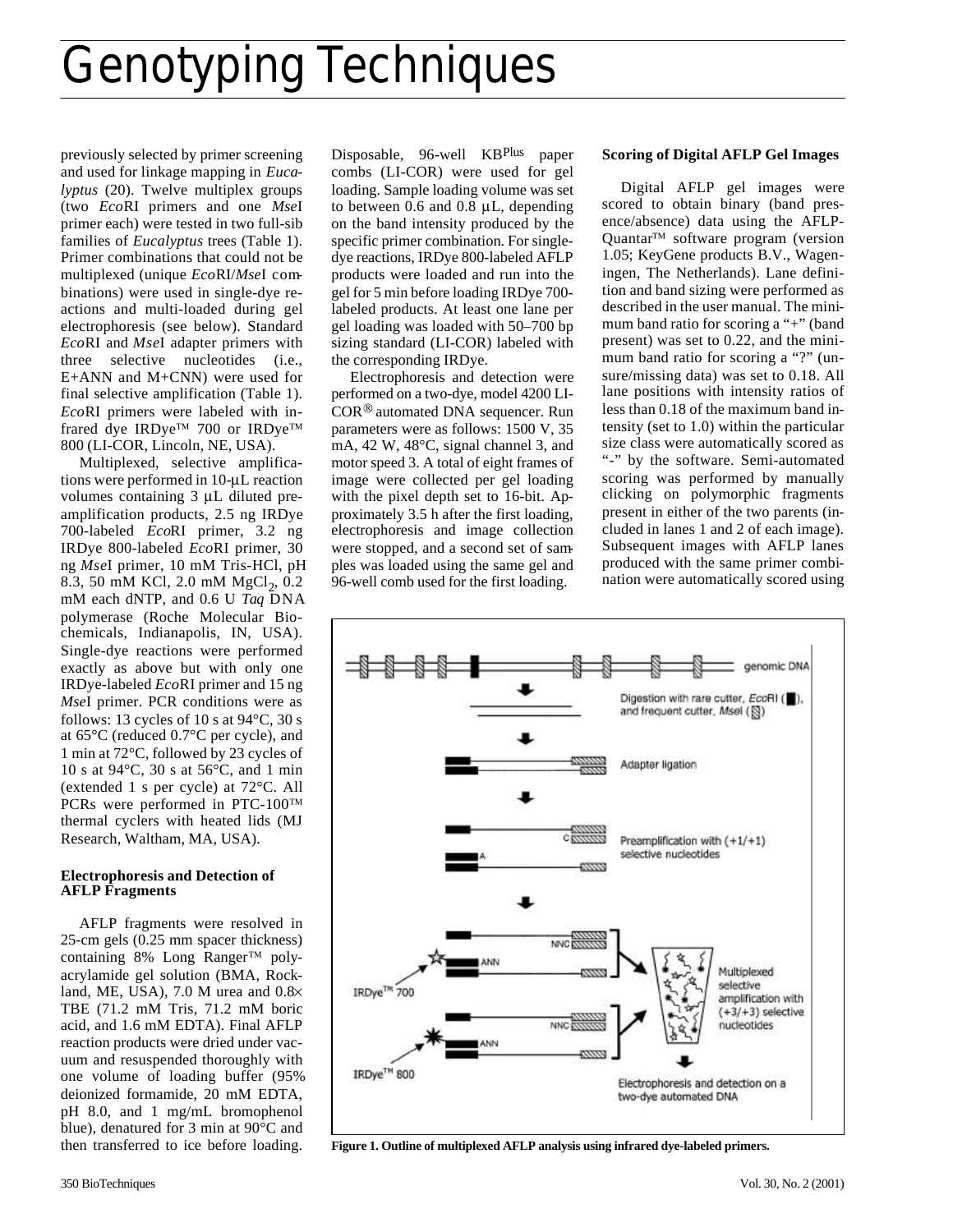previously selected by primer screening and used for linkage mapping in *Eucalyptus* (20). Twelve multiplex groups (two *Eco*RI primers and one *Mse*I primer each) were tested in two full-sib families of *Eucalyptus* trees (Table 1). Primer combinations that could not be multiplexed (unique *Eco*RI/*Mse*I combinations) were used in single-dye reactions and multi-loaded during gel electrophoresis (see below). Standard *Eco*RI and *Mse*I adapter primers with three selective nucleotides (i.e., E+ANN and M+CNN) were used for final selective amplification (Table 1). *Eco*RI primers were labeled with infrared dye IRDye™ 700 or IRDye™ 800 (LI-COR, Lincoln, NE, USA).

Multiplexed, selective amplifications were performed in 10-µL reaction volumes containing 3 µL diluted preamplification products, 2.5 ng IRDye 700-labeled *Eco*RI primer, 3.2 ng IRDye 800-labeled *Eco*RI primer, 30 ng *Mse*I primer, 10 mM Tris-HCl, pH 8.3, 50 mM KCl, 2.0 mM $MgCl_2$, 0.2 mM each dNTP, and 0.6 U *Taq* DNA polymerase (Roche Molecular Biochemicals, Indianapolis, IN, USA). Single-dye reactions were performed exactly as above but with only one IRDye-labeled *Eco*RI primer and 15 ng *Mse*I primer. PCR conditions were as follows: 13 cycles of 10 s at 94°C, 30 s at 65°C (reduced 0.7°C per cycle), and 1 min at 72°C, followed by 23 cycles of 10 s at 94°C, 30 s at 56°C, and 1 min (extended 1 s per cycle) at 72°C. All PCRs were performed in PTC-100™ thermal cyclers with heated lids (MJ Research, Waltham, MA, USA).

### Electrophoresis and Detection of AFLP Fragments

AFLP fragments were resolved in 25-cm gels (0.25 mm spacer thickness) containing 8% Long Ranger™ polyacrylamide gel solution (BMA, Rockland, ME, USA), 7.0 M urea and 0.8× TBE (71.2 mM Tris, 71.2 mM boric acid, and 1.6 mM EDTA). Final AFLP reaction products were dried under vacuum and resuspended thoroughly with one volume of loading buffer (95% deionized formamide, 20 mM EDTA, pH 8.0, and 1 mg/mL bromophenol blue), denatured for 3 min at 90°C and then transferred to ice before loading. Disposable, 96-well KB[Plus] paper combs (LI-COR) were used for gel loading. Sample loading volume was set to between 0.6 and 0.8 µL, depending on the band intensity produced by the specific primer combination. For single-dye reactions, IRDye 800-labeled AFLP products were loaded and run into the gel for 5 min before loading IRDye 700-labeled products. At least one lane per gel loading was loaded with 50–700 bp sizing standard (LI-COR) labeled with the corresponding IRDye.

Electrophoresis and detection were performed on a two-dye, model 4200 LI-COR® automated DNA sequencer. Run parameters were as follows: 1500 V, 35 mA, 42 W, 48°C, signal channel 3, and motor speed 3. A total of eight frames of image were collected per gel loading with the pixel depth set to 16-bit. Approximately 3.5 h after the first loading, electrophoresis and image collection were stopped, and a second set of samples was loaded using the same gel and 96-well comb used for the first loading.

### Scoring of Digital AFLP Gel Images

Digital AFLP gel images were scored to obtain binary (band presence/absence) data using the AFLP-Quantar™ software program (version 1.05; KeyGene products B.V., Wageningen, The Netherlands). Lane definition and band sizing were performed as described in the user manual. The minimum band ratio for scoring a "+" (band present) was set to 0.22, and the minimum band ratio for scoring a "?" (unsure/missing data) was set to 0.18. All lane positions with intensity ratios of less than 0.18 of the maximum band intensity (set to 1.0) within the particular size class were automatically scored as "-" by the software. Semi-automated scoring was performed by manually clicking on polymorphic fragments present in either of the two parents (included in lanes 1 and 2 of each image). Subsequent images with AFLP lanes produced with the same primer combination were automatically scored using

**Figure 1. Outline of multiplexed AFLP analysis using infrared dye-labeled primers.**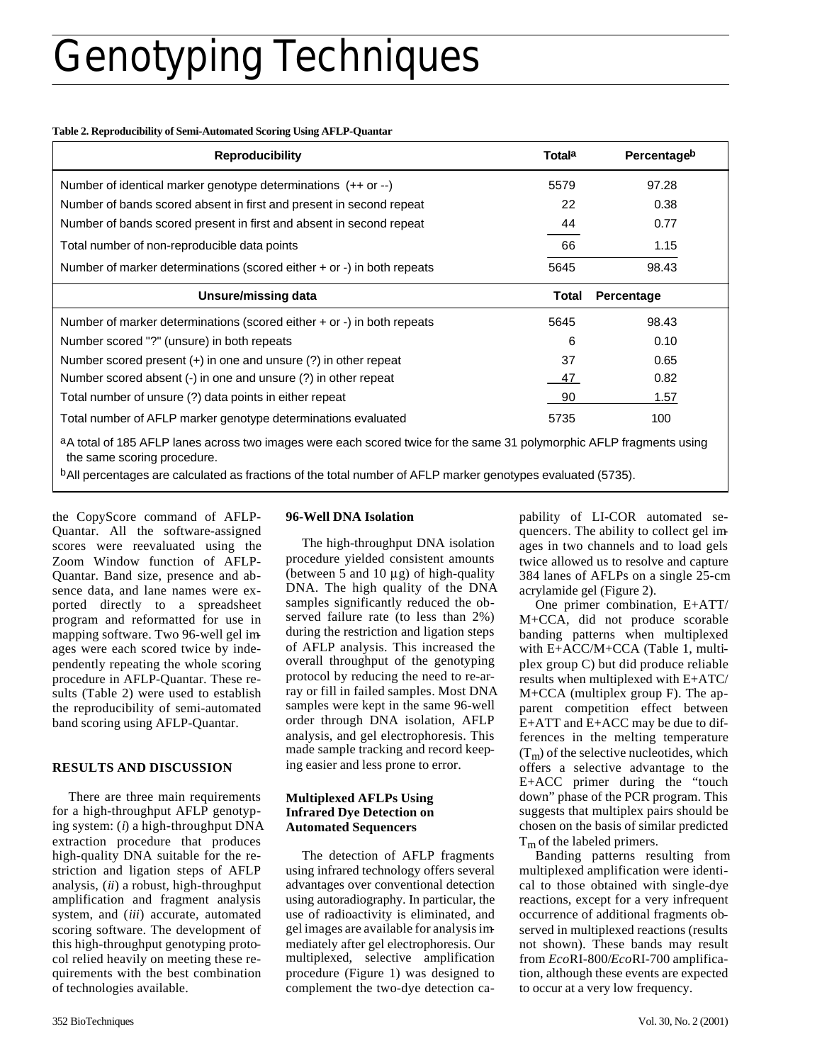**Table 2. Reproducibility of Semi-Automated Scoring Using AFLP-Quantar**

| Reproducibility | Total[a] | Percentage[b] |
|---|---|---|
| Number of identical marker genotype determinations (++ or --) | 5579 | 97.28 |
| Number of bands scored absent in first and present in second repeat | 22 | 0.38 |
| Number of bands scored present in first and absent in second repeat | 44 | 0.77 |
| Total number of non-reproducible data points | 66 | 1.15 |
| Number of marker determinations (scored either + or -) in both repeats | 5645 | 98.43 |
| **Unsure/missing data** | **Total** | **Percentage** |
| Number of marker determinations (scored either + or -) in both repeats | 5645 | 98.43 |
| Number scored "?" (unsure) in both repeats | 6 | 0.10 |
| Number scored present (+) in one and unsure (?) in other repeat | 37 | 0.65 |
| Number scored absent (-) in one and unsure (?) in other repeat | 47 | 0.82 |
| Total number of unsure (?) data points in either repeat | 90 | 1.57 |
| Total number of AFLP marker genotype determinations evaluated | 5735 | 100 |

[a]A total of 185 AFLP lanes across two images were each scored twice for the same 31 polymorphic AFLP fragments using the same scoring procedure.

[b]All percentages are calculated as fractions of the total number of AFLP marker genotypes evaluated (5735).

the CopyScore command of AFLP-Quantar. All the software-assigned scores were reevaluated using the Zoom Window function of AFLP-Quantar. Band size, presence and absence data, and lane names were exported directly to a spreadsheet program and reformatted for use in mapping software. Two 96-well gel images were each scored twice by independently repeating the whole scoring procedure in AFLP-Quantar. These results (Table 2) were used to establish the reproducibility of semi-automated band scoring using AFLP-Quantar.

## RESULTS AND DISCUSSION

There are three main requirements for a high-throughput AFLP genotyping system: (*i*) a high-throughput DNA extraction procedure that produces high-quality DNA suitable for the restriction and ligation steps of AFLP analysis, (*ii*) a robust, high-throughput amplification and fragment analysis system, and (*iii*) accurate, automated scoring software. The development of this high-throughput genotyping protocol relied heavily on meeting these requirements with the best combination of technologies available.

### 96-Well DNA Isolation

The high-throughput DNA isolation procedure yielded consistent amounts (between 5 and 10 µg) of high-quality DNA. The high quality of the DNA samples significantly reduced the observed failure rate (to less than 2%) during the restriction and ligation steps of AFLP analysis. This increased the overall throughput of the genotyping protocol by reducing the need to re-array or fill in failed samples. Most DNA samples were kept in the same 96-well order through DNA isolation, AFLP analysis, and gel electrophoresis. This made sample tracking and record keeping easier and less prone to error.

### Multiplexed AFLPs Using Infrared Dye Detection on Automated Sequencers

The detection of AFLP fragments using infrared technology offers several advantages over conventional detection using autoradiography. In particular, the use of radioactivity is eliminated, and gel images are available for analysis immediately after gel electrophoresis. Our multiplexed, selective amplification procedure (Figure 1) was designed to complement the two-dye detection capability of LI-COR automated sequencers. The ability to collect gel images in two channels and to load gels twice allowed us to resolve and capture 384 lanes of AFLPs on a single 25-cm acrylamide gel (Figure 2).

One primer combination, E+ATT/M+CCA, did not produce scorable banding patterns when multiplexed with E+ACC/M+CCA (Table 1, multiplex group C) but did produce reliable results when multiplexed with E+ATC/M+CCA (multiplex group F). The apparent competition effect between E+ATT and E+ACC may be due to differences in the melting temperature ($T_m$) of the selective nucleotides, which offers a selective advantage to the E+ACC primer during the "touch down" phase of the PCR program. This suggests that multiplex pairs should be chosen on the basis of similar predicted $T_m$ of the labeled primers.

Banding patterns resulting from multiplexed amplification were identical to those obtained with single-dye reactions, except for a very infrequent occurrence of additional fragments observed in multiplexed reactions (results not shown). These bands may result from *Eco*RI-800/*Eco*RI-700 amplification, although these events are expected to occur at a very low frequency.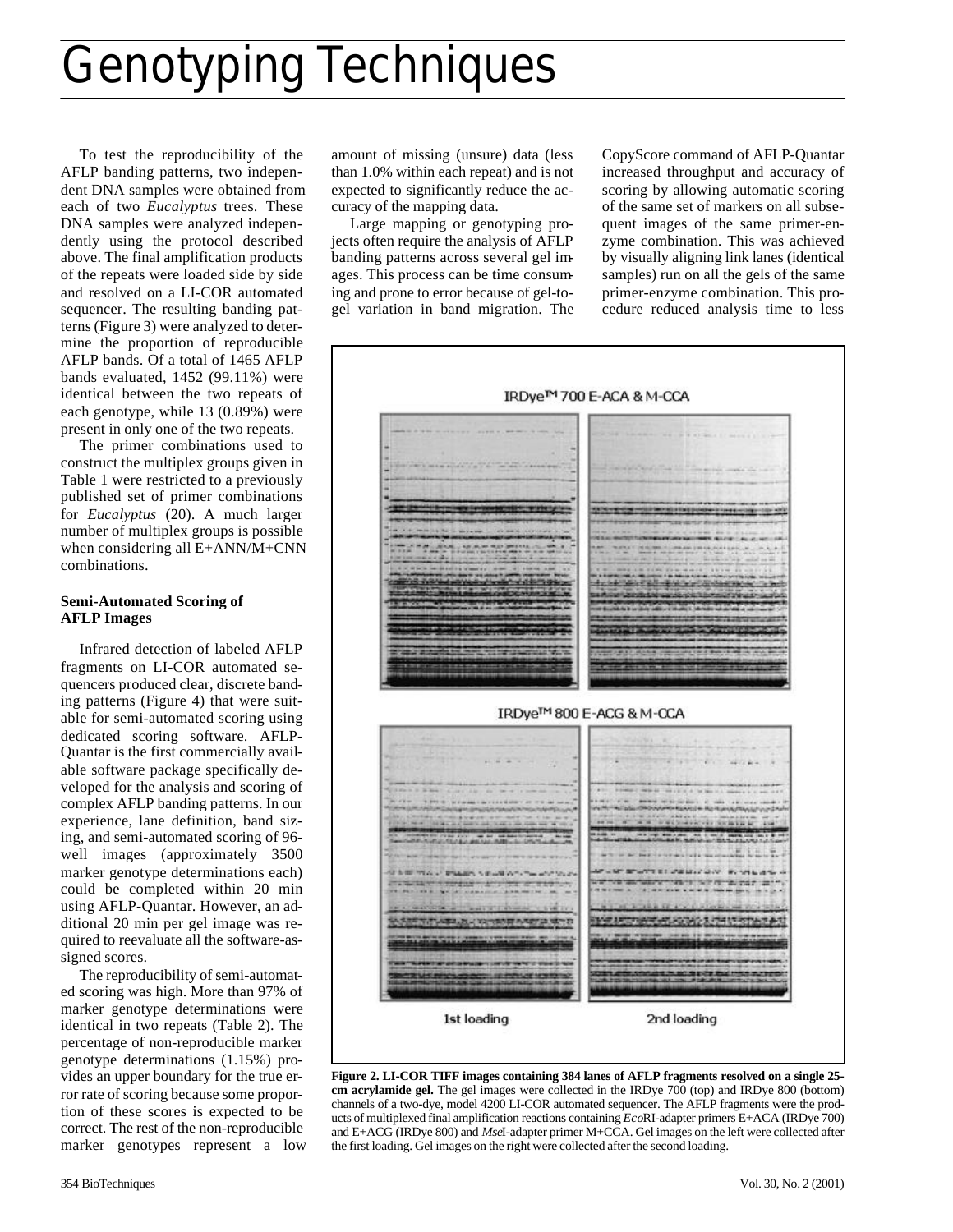# Genotyping Techniques

To test the reproducibility of the AFLP banding patterns, two independent DNA samples were obtained from each of two *Eucalyptus* trees. These DNA samples were analyzed independently using the protocol described above. The final amplification products of the repeats were loaded side by side and resolved on a LI-COR automated sequencer. The resulting banding patterns (Figure 3) were analyzed to determine the proportion of reproducible AFLP bands. Of a total of 1465 AFLP bands evaluated, 1452 (99.11%) were identical between the two repeats of each genotype, while 13 (0.89%) were present in only one of the two repeats.

The primer combinations used to construct the multiplex groups given in Table 1 were restricted to a previously published set of primer combinations for *Eucalyptus* (20). A much larger number of multiplex groups is possible when considering all E+ANN/M+CNN combinations.

### Semi-Automated Scoring of AFLP Images

Infrared detection of labeled AFLP fragments on LI-COR automated sequencers produced clear, discrete banding patterns (Figure 4) that were suitable for semi-automated scoring using dedicated scoring software. AFLP-Quantar is the first commercially available software package specifically developed for the analysis and scoring of complex AFLP banding patterns. In our experience, lane definition, band sizing, and semi-automated scoring of 96-well images (approximately 3500 marker genotype determinations each) could be completed within 20 min using AFLP-Quantar. However, an additional 20 min per gel image was required to reevaluate all the software-assigned scores.

The reproducibility of semi-automated scoring was high. More than 97% of marker genotype determinations were identical in two repeats (Table 2). The percentage of non-reproducible marker genotype determinations (1.15%) provides an upper boundary for the true error rate of scoring because some proportion of these scores is expected to be correct. The rest of the non-reproducible marker genotypes represent a low amount of missing (unsure) data (less than 1.0% within each repeat) and is not expected to significantly reduce the accuracy of the mapping data.

Large mapping or genotyping projects often require the analysis of AFLP banding patterns across several gel images. This process can be time consuming and prone to error because of gel-to-gel variation in band migration. The CopyScore command of AFLP-Quantar increased throughput and accuracy of scoring by allowing automatic scoring of the same set of markers on all subsequent images of the same primer-enzyme combination. This was achieved by visually aligning link lanes (identical samples) run on all the gels of the same primer-enzyme combination. This procedure reduced analysis time to less

IRDye™ 700 E-ACA & M-CCA

IRDye™ 800 E-ACG & M-CCA

1st loading 2nd loading

**Figure 2. LI-COR TIFF images containing 384 lanes of AFLP fragments resolved on a single 25-cm acrylamide gel.** The gel images were collected in the IRDye 700 (top) and IRDye 800 (bottom) channels of a two-dye, model 4200 LI-COR automated sequencer. The AFLP fragments were the products of multiplexed final amplification reactions containing *Eco*RI-adapter primers E+ACA (IRDye 700) and E+ACG (IRDye 800) and *Mse*I-adapter primer M+CCA. Gel images on the left were collected after the first loading. Gel images on the right were collected after the second loading.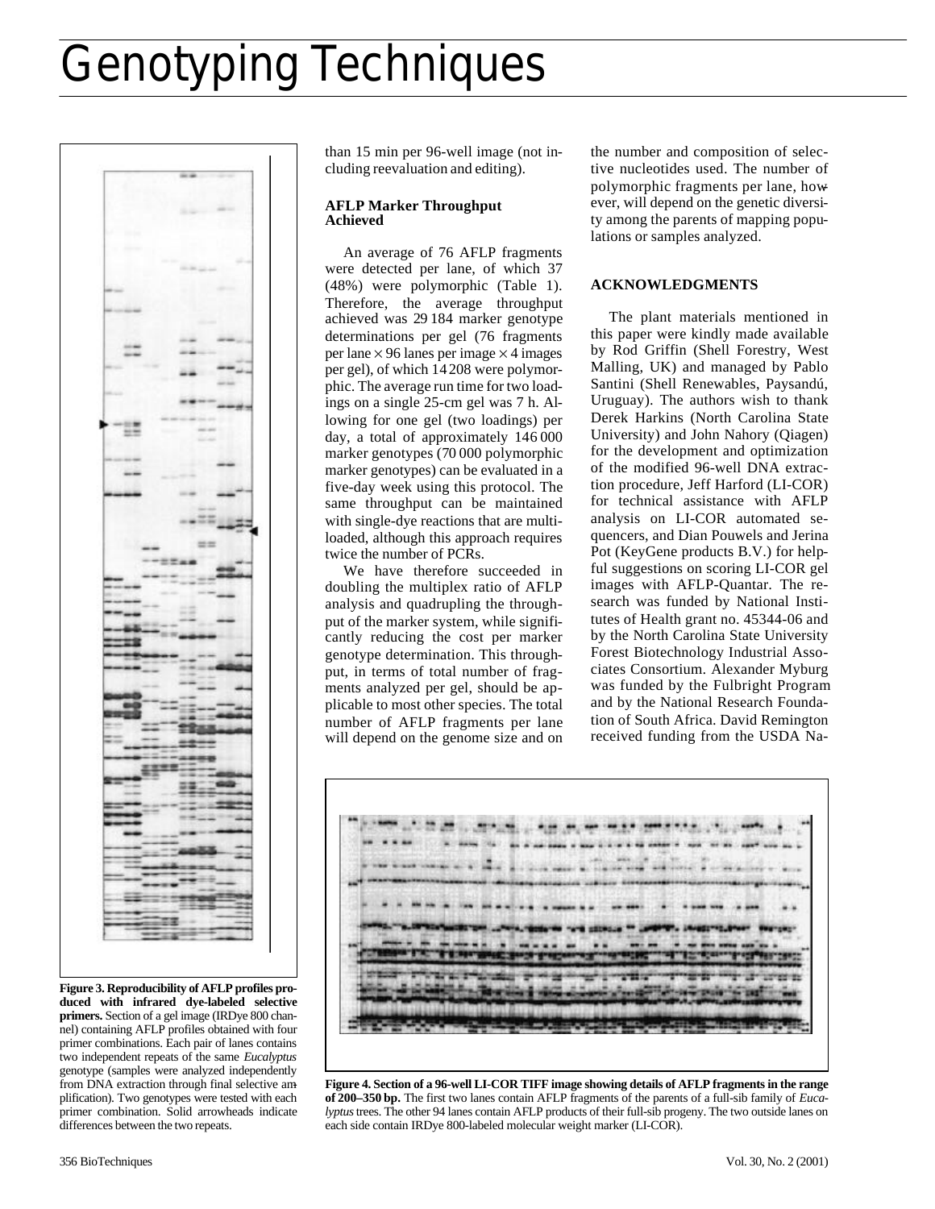than 15 min per 96-well image (not including reevaluation and editing).

### AFLP Marker Throughput Achieved

An average of 76 AFLP fragments were detected per lane, of which 37 (48%) were polymorphic (Table 1). Therefore, the average throughput achieved was 29 184 marker genotype determinations per gel (76 fragments per lane × 96 lanes per image × 4 images per gel), of which 14 208 were polymorphic. The average run time for two loadings on a single 25-cm gel was 7 h. Allowing for one gel (two loadings) per day, a total of approximately 146 000 marker genotypes (70 000 polymorphic marker genotypes) can be evaluated in a five-day week using this protocol. The same throughput can be maintained with single-dye reactions that are multiloaded, although this approach requires twice the number of PCRs.

We have therefore succeeded in doubling the multiplex ratio of AFLP analysis and quadrupling the throughput of the marker system, while significantly reducing the cost per marker genotype determination. This throughput, in terms of total number of fragments analyzed per gel, should be applicable to most other species. The total number of AFLP fragments per lane will depend on the genome size and on the number and composition of selective nucleotides used. The number of polymorphic fragments per lane, however, will depend on the genetic diversity among the parents of mapping populations or samples analyzed.

**Figure 3. Reproducibility of AFLP profiles produced with infrared dye-labeled selective primers.** Section of a gel image (IRDye 800 channel) containing AFLP profiles obtained with four primer combinations. Each pair of lanes contains two independent repeats of the same *Eucalyptus* genotype (samples were analyzed independently from DNA extraction through final selective amplification). Two genotypes were tested with each primer combination. Solid arrowheads indicate differences between the two repeats.

## ACKNOWLEDGMENTS

The plant materials mentioned in this paper were kindly made available by Rod Griffin (Shell Forestry, West Malling, UK) and managed by Pablo Santini (Shell Renewables, Paysandú, Uruguay). The authors wish to thank Derek Harkins (North Carolina State University) and John Nahory (Qiagen) for the development and optimization of the modified 96-well DNA extraction procedure, Jeff Harford (LI-COR) for technical assistance with AFLP analysis on LI-COR automated sequencers, and Dian Pouwels and Jerina Pot (KeyGene products B.V.) for helpful suggestions on scoring LI-COR gel images with AFLP-Quantar. The research was funded by National Institutes of Health grant no. 45344-06 and by the North Carolina State University Forest Biotechnology Industrial Associates Consortium. Alexander Myburg was funded by the Fulbright Program and by the National Research Foundation of South Africa. David Remington received funding from the USDA Na-

**Figure 4. Section of a 96-well LI-COR TIFF image showing details of AFLP fragments in the range of 200–350 bp.** The first two lanes contain AFLP fragments of the parents of a full-sib family of *Eucalyptus* trees. The other 94 lanes contain AFLP products of their full-sib progeny. The two outside lanes on each side contain IRDye 800-labeled molecular weight marker (LI-COR).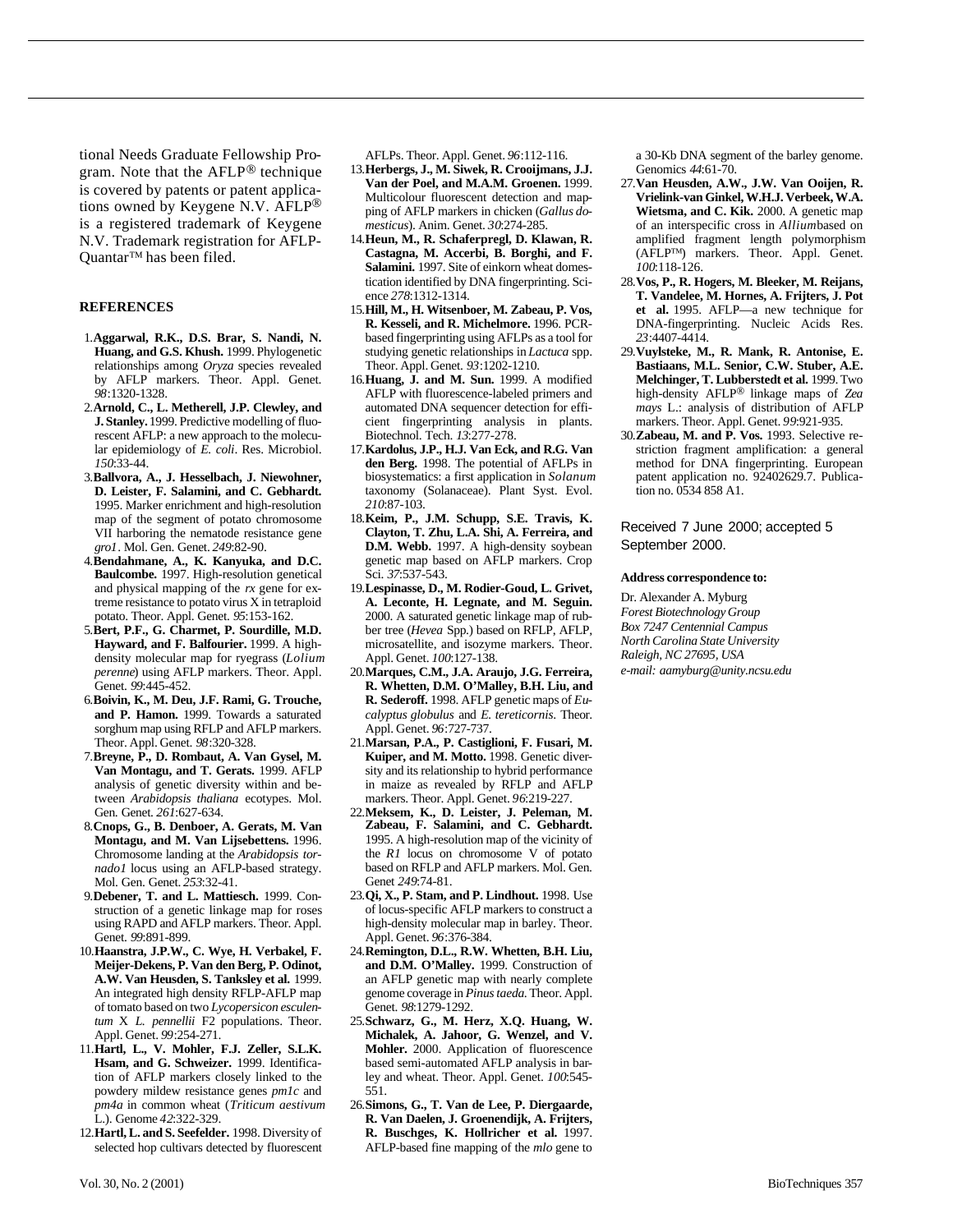tional Needs Graduate Fellowship Program. Note that the AFLP® technique is covered by patents or patent applications owned by Keygene N.V. AFLP® is a registered trademark of Keygene N.V. Trademark registration for AFLP-Quantar™ has been filed.

## REFERENCES

1. **Aggarwal, R.K., D.S. Brar, S. Nandi, N. Huang, and G.S. Khush.** 1999. Phylogenetic relationships among *Oryza* species revealed by AFLP markers. Theor. Appl. Genet. *98*:1320-1328.
2. **Arnold, C., L. Metherell, J.P. Clewley, and J. Stanley.** 1999. Predictive modelling of fluorescent AFLP: a new approach to the molecular epidemiology of *E. coli*. Res. Microbiol. *150*:33-44.
3. **Ballvora, A., J. Hesselbach, J. Niewohner, D. Leister, F. Salamini, and C. Gebhardt.** 1995. Marker enrichment and high-resolution map of the segment of potato chromosome VII harboring the nematode resistance gene *gro1*. Mol. Gen. Genet. *249*:82-90.
4. **Bendahmane, A., K. Kanyuka, and D.C. Baulcombe.** 1997. High-resolution genetical and physical mapping of the *rx* gene for extreme resistance to potato virus X in tetraploid potato. Theor. Appl. Genet. *95*:153-162.
5. **Bert, P.F., G. Charmet, P. Sourdille, M.D. Hayward, and F. Balfourier.** 1999. A high-density molecular map for ryegrass (*Lolium perenne*) using AFLP markers. Theor. Appl. Genet. *99*:445-452.
6. **Boivin, K., M. Deu, J.F. Rami, G. Trouche, and P. Hamon.** 1999. Towards a saturated sorghum map using RFLP and AFLP markers. Theor. Appl. Genet. *98*:320-328.
7. **Breyne, P., D. Rombaut, A. Van Gysel, M. Van Montagu, and T. Gerats.** 1999. AFLP analysis of genetic diversity within and between *Arabidopsis thaliana* ecotypes. Mol. Gen. Genet. *261*:627-634.
8. **Cnops, G., B. Denboer, A. Gerats, M. Van Montagu, and M. Van Lijsebettens.** 1996. Chromosome landing at the *Arabidopsis tornado1* locus using an AFLP-based strategy. Mol. Gen. Genet. *253*:32-41.
9. **Debener, T. and L. Mattiesch.** 1999. Construction of a genetic linkage map for roses using RAPD and AFLP markers. Theor. Appl. Genet. *99*:891-899.
10. **Haanstra, J.P.W., C. Wye, H. Verbakel, F. Meijer-Dekens, P. Van den Berg, P. Odinot, A.W. Van Heusden, S. Tanksley et al.** 1999. An integrated high density RFLP-AFLP map of tomato based on two *Lycopersicon esculentum* X *L. pennellii* F2 populations. Theor. Appl. Genet. *99*:254-271.
11. **Hartl, L., V. Mohler, F.J. Zeller, S.L.K. Hsam, and G. Schweizer.** 1999. Identification of AFLP markers closely linked to the powdery mildew resistance genes *pm1c* and *pm4a* in common wheat (*Triticum aestivum* L.). Genome *42*:322-329.
12. **Hartl, L. and S. Seefelder.** 1998. Diversity of selected hop cultivars detected by fluorescent AFLPs. Theor. Appl. Genet. *96*:112-116.
13. **Herbergs, J., M. Siwek, R. Crooijmans, J.J. Van der Poel, and M.A.M. Groenen.** 1999. Multicolour fluorescent detection and mapping of AFLP markers in chicken (*Gallus domesticus*). Anim. Genet. *30*:274-285.
14. **Heun, M., R. Schaferpregl, D. Klawan, R. Castagna, M. Accerbi, B. Borghi, and F. Salamini.** 1997. Site of einkorn wheat domestication identified by DNA fingerprinting. Science *278*:1312-1314.
15. **Hill, M., H. Witsenboer, M. Zabeau, P. Vos, R. Kesseli, and R. Michelmore.** 1996. PCR-based fingerprinting using AFLPs as a tool for studying genetic relationships in *Lactuca* spp. Theor. Appl. Genet. *93*:1202-1210.
16. **Huang, J. and M. Sun.** 1999. A modified AFLP with fluorescence-labeled primers and automated DNA sequencer detection for efficient fingerprinting analysis in plants. Biotechnol. Tech. *13*:277-278.
17. **Kardolus, J.P., H.J. Van Eck, and R.G. Van den Berg.** 1998. The potential of AFLPs in biosystematics: a first application in *Solanum* taxonomy (Solanaceae). Plant Syst. Evol. *210*:87-103.
18. **Keim, P., J.M. Schupp, S.E. Travis, K. Clayton, T. Zhu, L.A. Shi, A. Ferreira, and D.M. Webb.** 1997. A high-density soybean genetic map based on AFLP markers. Crop Sci. *37*:537-543.
19. **Lespinasse, D., M. Rodier-Goud, L. Grivet, A. Leconte, H. Legnate, and M. Seguin.** 2000. A saturated genetic linkage map of rubber tree (*Hevea* Spp.) based on RFLP, AFLP, microsatellite, and isozyme markers. Theor. Appl. Genet. *100*:127-138.
20. **Marques, C.M., J.A. Araujo, J.G. Ferreira, R. Whetten, D.M. O'Malley, B.H. Liu, and R. Sederoff.** 1998. AFLP genetic maps of *Eucalyptus globulus* and *E. tereticornis*. Theor. Appl. Genet. *96*:727-737.
21. **Marsan, P.A., P. Castiglioni, F. Fusari, M. Kuiper, and M. Motto.** 1998. Genetic diversity and its relationship to hybrid performance in maize as revealed by RFLP and AFLP markers. Theor. Appl. Genet. *96*:219-227.
22. **Meksem, K., D. Leister, J. Peleman, M. Zabeau, F. Salamini, and C. Gebhardt.** 1995. A high-resolution map of the vicinity of the *R1* locus on chromosome V of potato based on RFLP and AFLP markers. Mol. Gen. Genet *249*:74-81.
23. **Qi, X., P. Stam, and P. Lindhout.** 1998. Use of locus-specific AFLP markers to construct a high-density molecular map in barley. Theor. Appl. Genet. *96*:376-384.
24. **Remington, D.L., R.W. Whetten, B.H. Liu, and D.M. O'Malley.** 1999. Construction of an AFLP genetic map with nearly complete genome coverage in *Pinus taeda*. Theor. Appl. Genet. *98*:1279-1292.
25. **Schwarz, G., M. Herz, X.Q. Huang, W. Michalek, A. Jahoor, G. Wenzel, and V. Mohler.** 2000. Application of fluorescence based semi-automated AFLP analysis in barley and wheat. Theor. Appl. Genet. *100*:545-551.
26. **Simons, G., T. Van de Lee, P. Diergaarde, R. Van Daelen, J. Groenendijk, A. Frijters, R. Buschges, K. Hollricher et al.** 1997. AFLP-based fine mapping of the *mlo* gene to a 30-Kb DNA segment of the barley genome. Genomics *44*:61-70.
27. **Van Heusden, A.W., J.W. Van Ooijen, R. Vrielink-van Ginkel, W.H.J. Verbeek, W.A. Wietsma, and C. Kik.** 2000. A genetic map of an interspecific cross in *Allium*based on amplified fragment length polymorphism (AFLP™) markers. Theor. Appl. Genet. *100*:118-126.
28. **Vos, P., R. Hogers, M. Bleeker, M. Reijans, T. Vandelee, M. Hornes, A. Frijters, J. Pot et al.** 1995. AFLP—a new technique for DNA-fingerprinting. Nucleic Acids Res. *23*:4407-4414.
29. **Vuylsteke, M., R. Mank, R. Antonise, E. Bastiaans, M.L. Senior, C.W. Stuber, A.E. Melchinger, T. Lubberstedt et al.** 1999. Two high-density AFLP® linkage maps of *Zea mays* L.: analysis of distribution of AFLP markers. Theor. Appl. Genet. *99*:921-935.
30. **Zabeau, M. and P. Vos.** 1993. Selective restriction fragment amplification: a general method for DNA fingerprinting. European patent application no. 92402629.7. Publication no. 0534 858 A1.

Received 7 June 2000; accepted 5 September 2000.

**Address correspondence to:**

Dr. Alexander A. Myburg
*Forest Biotechnology Group*
*Box 7247 Centennial Campus*
*North Carolina State University*
*Raleigh, NC 27695, USA*
*e-mail: aamyburg@unity.ncsu.edu*